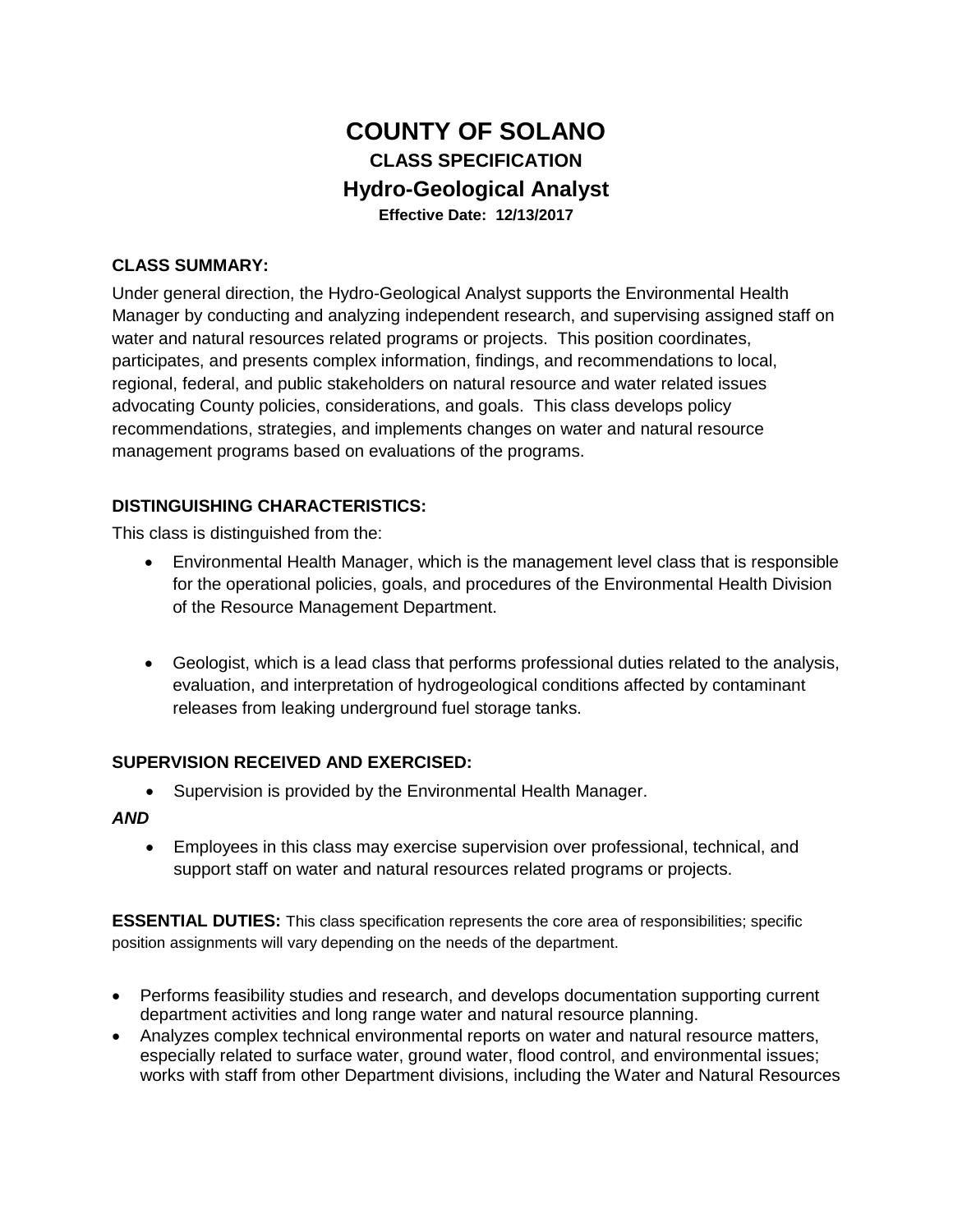# COUNTY OF SOLANO

## CLASS SPECIFICATION

## Hydro-Geological Analyst

**Effective Date: 12/13/2017**

### CLASS SUMMARY:

Under general direction, the Hydro-Geological Analyst supports the Environmental Health Manager by conducting and analyzing independent research, and supervising assigned staff on water and natural resources related programs or projects. This position coordinates, participates, and presents complex information, findings, and recommendations to local, regional, federal, and public stakeholders on natural resource and water related issues advocating County policies, considerations, and goals. This class develops policy recommendations, strategies, and implements changes on water and natural resource management programs based on evaluations of the programs.

### DISTINGUISHING CHARACTERISTICS:

This class is distinguished from the:

- Environmental Health Manager, which is the management level class that is responsible for the operational policies, goals, and procedures of the Environmental Health Division of the Resource Management Department.

- Geologist, which is a lead class that performs professional duties related to the analysis, evaluation, and interpretation of hydrogeological conditions affected by contaminant releases from leaking underground fuel storage tanks.

### SUPERVISION RECEIVED AND EXERCISED:

- Supervision is provided by the Environmental Health Manager.

***AND***

- Employees in this class may exercise supervision over professional, technical, and support staff on water and natural resources related programs or projects.

**ESSENTIAL DUTIES:** This class specification represents the core area of responsibilities; specific position assignments will vary depending on the needs of the department.

- Performs feasibility studies and research, and develops documentation supporting current department activities and long range water and natural resource planning.
- Analyzes complex technical environmental reports on water and natural resource matters, especially related to surface water, ground water, flood control, and environmental issues; works with staff from other Department divisions, including the Water and Natural Resources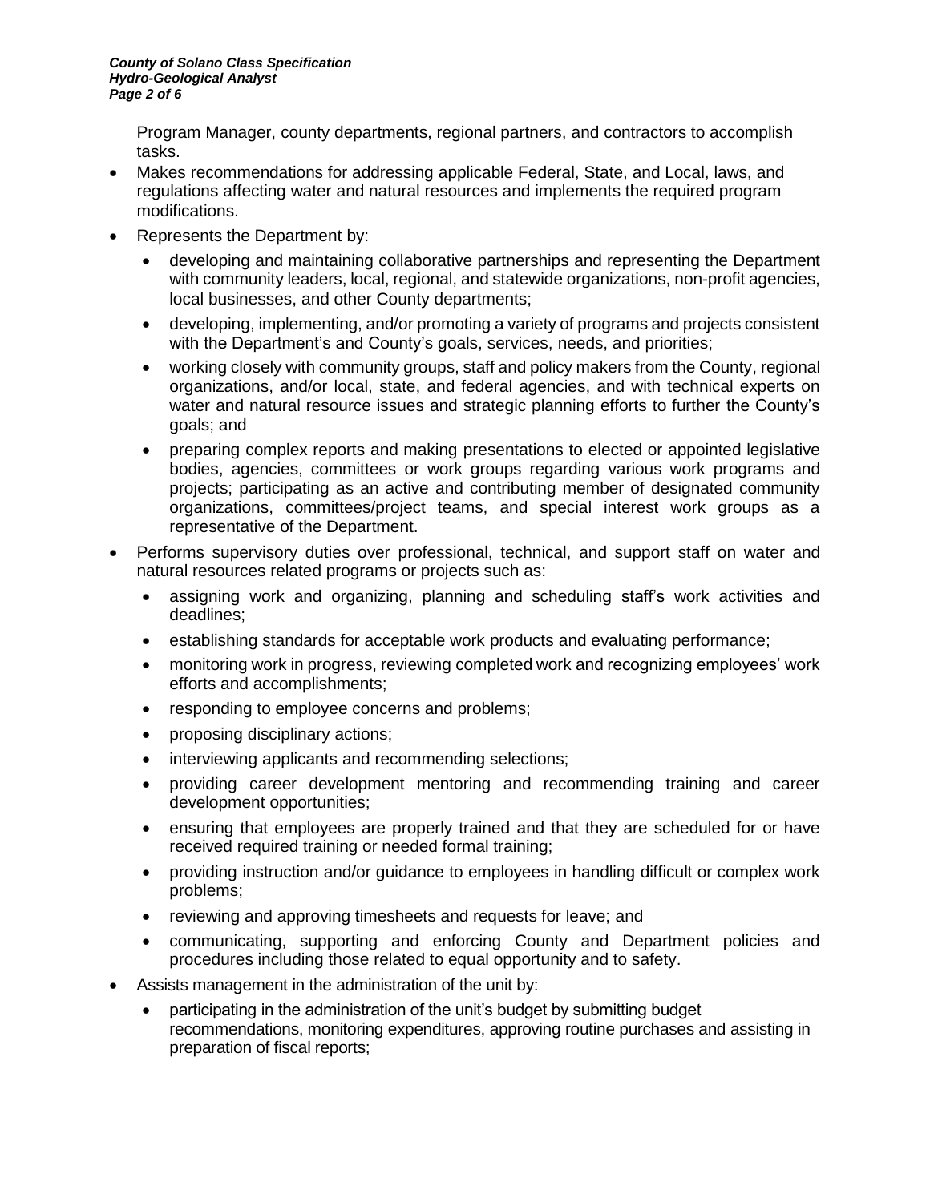Program Manager, county departments, regional partners, and contractors to accomplish tasks.

- Makes recommendations for addressing applicable Federal, State, and Local, laws, and regulations affecting water and natural resources and implements the required program modifications.
- Represents the Department by:
  - developing and maintaining collaborative partnerships and representing the Department with community leaders, local, regional, and statewide organizations, non-profit agencies, local businesses, and other County departments;
  - developing, implementing, and/or promoting a variety of programs and projects consistent with the Department's and County's goals, services, needs, and priorities;
  - working closely with community groups, staff and policy makers from the County, regional organizations, and/or local, state, and federal agencies, and with technical experts on water and natural resource issues and strategic planning efforts to further the County's goals; and
  - preparing complex reports and making presentations to elected or appointed legislative bodies, agencies, committees or work groups regarding various work programs and projects; participating as an active and contributing member of designated community organizations, committees/project teams, and special interest work groups as a representative of the Department.
- Performs supervisory duties over professional, technical, and support staff on water and natural resources related programs or projects such as:
  - assigning work and organizing, planning and scheduling staff's work activities and deadlines;
  - establishing standards for acceptable work products and evaluating performance;
  - monitoring work in progress, reviewing completed work and recognizing employees' work efforts and accomplishments;
  - responding to employee concerns and problems;
  - proposing disciplinary actions;
  - interviewing applicants and recommending selections;
  - providing career development mentoring and recommending training and career development opportunities;
  - ensuring that employees are properly trained and that they are scheduled for or have received required training or needed formal training;
  - providing instruction and/or guidance to employees in handling difficult or complex work problems;
  - reviewing and approving timesheets and requests for leave; and
  - communicating, supporting and enforcing County and Department policies and procedures including those related to equal opportunity and to safety.
- Assists management in the administration of the unit by:
  - participating in the administration of the unit's budget by submitting budget recommendations, monitoring expenditures, approving routine purchases and assisting in preparation of fiscal reports;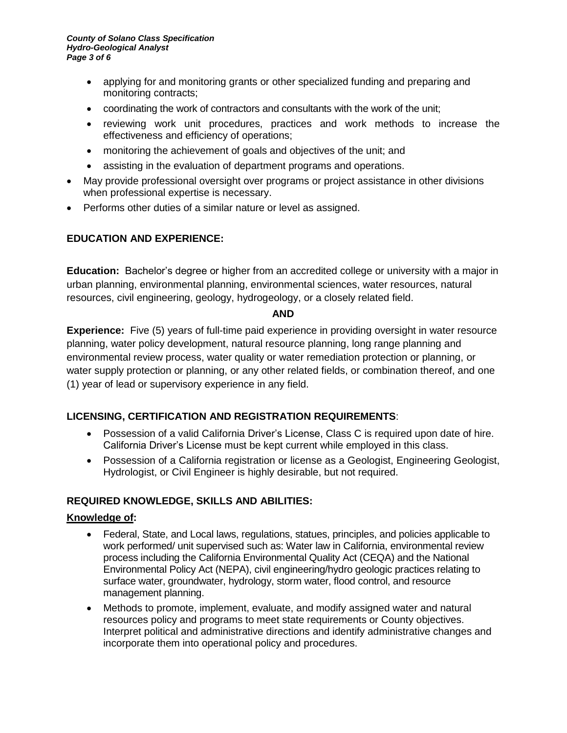- applying for and monitoring grants or other specialized funding and preparing and monitoring contracts;
    - coordinating the work of contractors and consultants with the work of the unit;
    - reviewing work unit procedures, practices and work methods to increase the effectiveness and efficiency of operations;
    - monitoring the achievement of goals and objectives of the unit; and
    - assisting in the evaluation of department programs and operations.
- May provide professional oversight over programs or project assistance in other divisions when professional expertise is necessary.
- Performs other duties of a similar nature or level as assigned.

## EDUCATION AND EXPERIENCE:

**Education:** Bachelor's degree or higher from an accredited college or university with a major in urban planning, environmental planning, environmental sciences, water resources, natural resources, civil engineering, geology, hydrogeology, or a closely related field.

**AND**

**Experience:** Five (5) years of full-time paid experience in providing oversight in water resource planning, water policy development, natural resource planning, long range planning and environmental review process, water quality or water remediation protection or planning, or water supply protection or planning, or any other related fields, or combination thereof, and one (1) year of lead or supervisory experience in any field.

## LICENSING, CERTIFICATION AND REGISTRATION REQUIREMENTS:

- Possession of a valid California Driver's License, Class C is required upon date of hire. California Driver's License must be kept current while employed in this class.
- Possession of a California registration or license as a Geologist, Engineering Geologist, Hydrologist, or Civil Engineer is highly desirable, but not required.

## REQUIRED KNOWLEDGE, SKILLS AND ABILITIES:

**Knowledge of:**

- Federal, State, and Local laws, regulations, statues, principles, and policies applicable to work performed/ unit supervised such as: Water law in California, environmental review process including the California Environmental Quality Act (CEQA) and the National Environmental Policy Act (NEPA), civil engineering/hydro geologic practices relating to surface water, groundwater, hydrology, storm water, flood control, and resource management planning.
- Methods to promote, implement, evaluate, and modify assigned water and natural resources policy and programs to meet state requirements or County objectives. Interpret political and administrative directions and identify administrative changes and incorporate them into operational policy and procedures.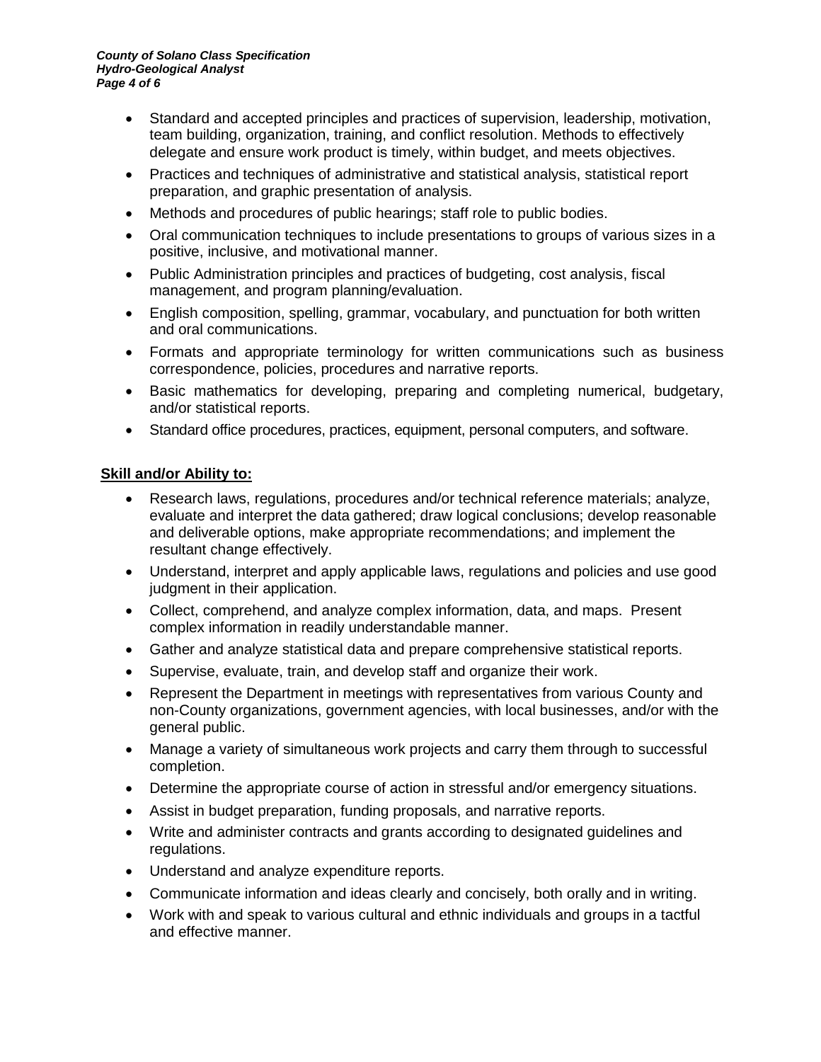- Standard and accepted principles and practices of supervision, leadership, motivation, team building, organization, training, and conflict resolution. Methods to effectively delegate and ensure work product is timely, within budget, and meets objectives.
- Practices and techniques of administrative and statistical analysis, statistical report preparation, and graphic presentation of analysis.
- Methods and procedures of public hearings; staff role to public bodies.
- Oral communication techniques to include presentations to groups of various sizes in a positive, inclusive, and motivational manner.
- Public Administration principles and practices of budgeting, cost analysis, fiscal management, and program planning/evaluation.
- English composition, spelling, grammar, vocabulary, and punctuation for both written and oral communications.
- Formats and appropriate terminology for written communications such as business correspondence, policies, procedures and narrative reports.
- Basic mathematics for developing, preparing and completing numerical, budgetary, and/or statistical reports.
- Standard office procedures, practices, equipment, personal computers, and software.

**Skill and/or Ability to:**

- Research laws, regulations, procedures and/or technical reference materials; analyze, evaluate and interpret the data gathered; draw logical conclusions; develop reasonable and deliverable options, make appropriate recommendations; and implement the resultant change effectively.
- Understand, interpret and apply applicable laws, regulations and policies and use good judgment in their application.
- Collect, comprehend, and analyze complex information, data, and maps. Present complex information in readily understandable manner.
- Gather and analyze statistical data and prepare comprehensive statistical reports.
- Supervise, evaluate, train, and develop staff and organize their work.
- Represent the Department in meetings with representatives from various County and non-County organizations, government agencies, with local businesses, and/or with the general public.
- Manage a variety of simultaneous work projects and carry them through to successful completion.
- Determine the appropriate course of action in stressful and/or emergency situations.
- Assist in budget preparation, funding proposals, and narrative reports.
- Write and administer contracts and grants according to designated guidelines and regulations.
- Understand and analyze expenditure reports.
- Communicate information and ideas clearly and concisely, both orally and in writing.
- Work with and speak to various cultural and ethnic individuals and groups in a tactful and effective manner.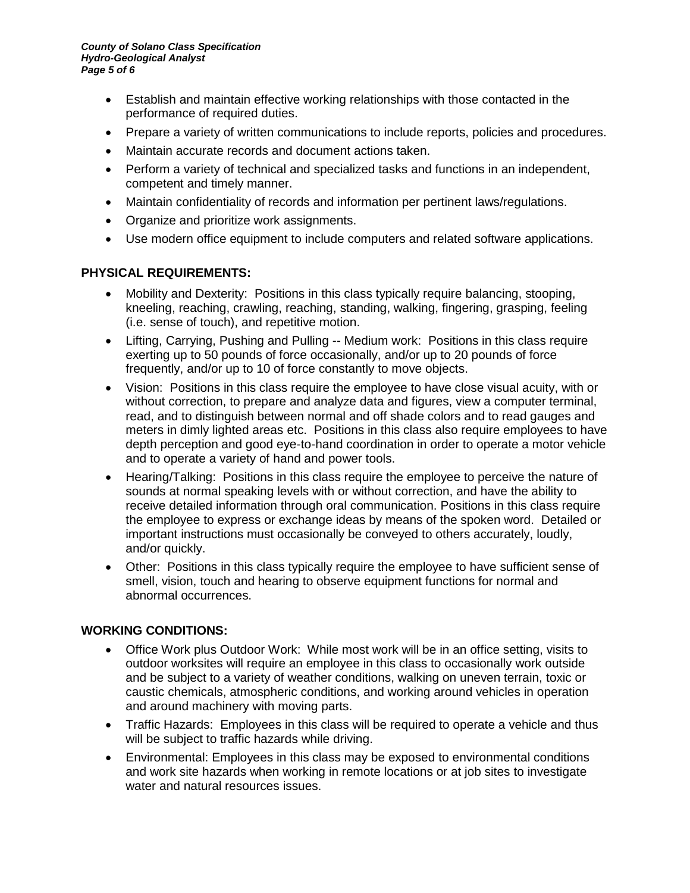- Establish and maintain effective working relationships with those contacted in the performance of required duties.
- Prepare a variety of written communications to include reports, policies and procedures.
- Maintain accurate records and document actions taken.
- Perform a variety of technical and specialized tasks and functions in an independent, competent and timely manner.
- Maintain confidentiality of records and information per pertinent laws/regulations.
- Organize and prioritize work assignments.
- Use modern office equipment to include computers and related software applications.

**PHYSICAL REQUIREMENTS:**

- Mobility and Dexterity: Positions in this class typically require balancing, stooping, kneeling, reaching, crawling, reaching, standing, walking, fingering, grasping, feeling (i.e. sense of touch), and repetitive motion.
- Lifting, Carrying, Pushing and Pulling -- Medium work: Positions in this class require exerting up to 50 pounds of force occasionally, and/or up to 20 pounds of force frequently, and/or up to 10 of force constantly to move objects.
- Vision: Positions in this class require the employee to have close visual acuity, with or without correction, to prepare and analyze data and figures, view a computer terminal, read, and to distinguish between normal and off shade colors and to read gauges and meters in dimly lighted areas etc. Positions in this class also require employees to have depth perception and good eye-to-hand coordination in order to operate a motor vehicle and to operate a variety of hand and power tools.
- Hearing/Talking: Positions in this class require the employee to perceive the nature of sounds at normal speaking levels with or without correction, and have the ability to receive detailed information through oral communication. Positions in this class require the employee to express or exchange ideas by means of the spoken word. Detailed or important instructions must occasionally be conveyed to others accurately, loudly, and/or quickly.
- Other: Positions in this class typically require the employee to have sufficient sense of smell, vision, touch and hearing to observe equipment functions for normal and abnormal occurrences.

**WORKING CONDITIONS:**

- Office Work plus Outdoor Work: While most work will be in an office setting, visits to outdoor worksites will require an employee in this class to occasionally work outside and be subject to a variety of weather conditions, walking on uneven terrain, toxic or caustic chemicals, atmospheric conditions, and working around vehicles in operation and around machinery with moving parts.
- Traffic Hazards: Employees in this class will be required to operate a vehicle and thus will be subject to traffic hazards while driving.
- Environmental: Employees in this class may be exposed to environmental conditions and work site hazards when working in remote locations or at job sites to investigate water and natural resources issues.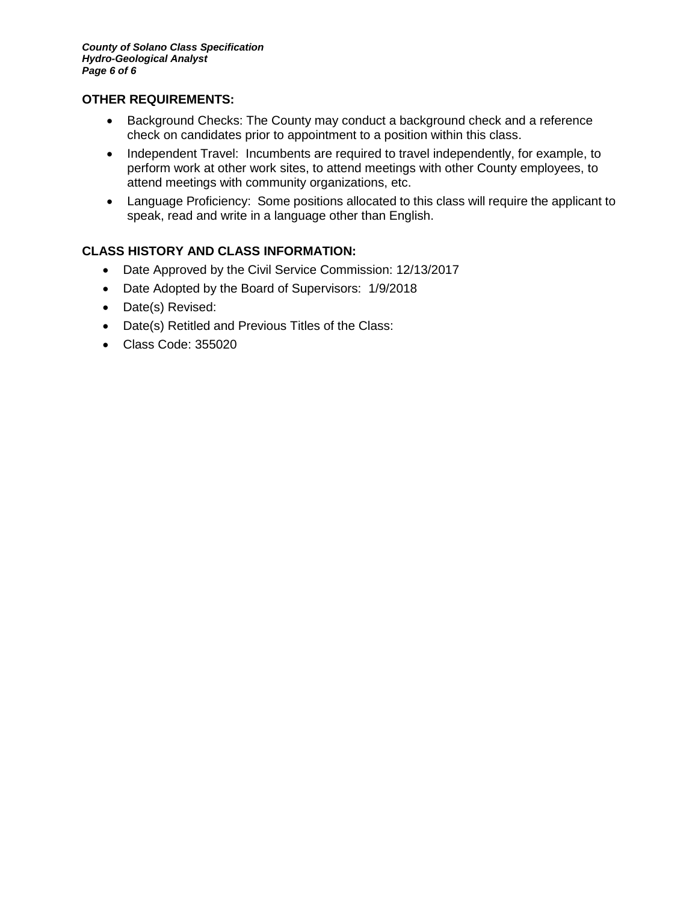**OTHER REQUIREMENTS:**

- Background Checks: The County may conduct a background check and a reference check on candidates prior to appointment to a position within this class.
- Independent Travel: Incumbents are required to travel independently, for example, to perform work at other work sites, to attend meetings with other County employees, to attend meetings with community organizations, etc.
- Language Proficiency: Some positions allocated to this class will require the applicant to speak, read and write in a language other than English.

**CLASS HISTORY AND CLASS INFORMATION:**

- Date Approved by the Civil Service Commission: 12/13/2017
- Date Adopted by the Board of Supervisors: 1/9/2018
- Date(s) Revised:
- Date(s) Retitled and Previous Titles of the Class:
- Class Code: 355020